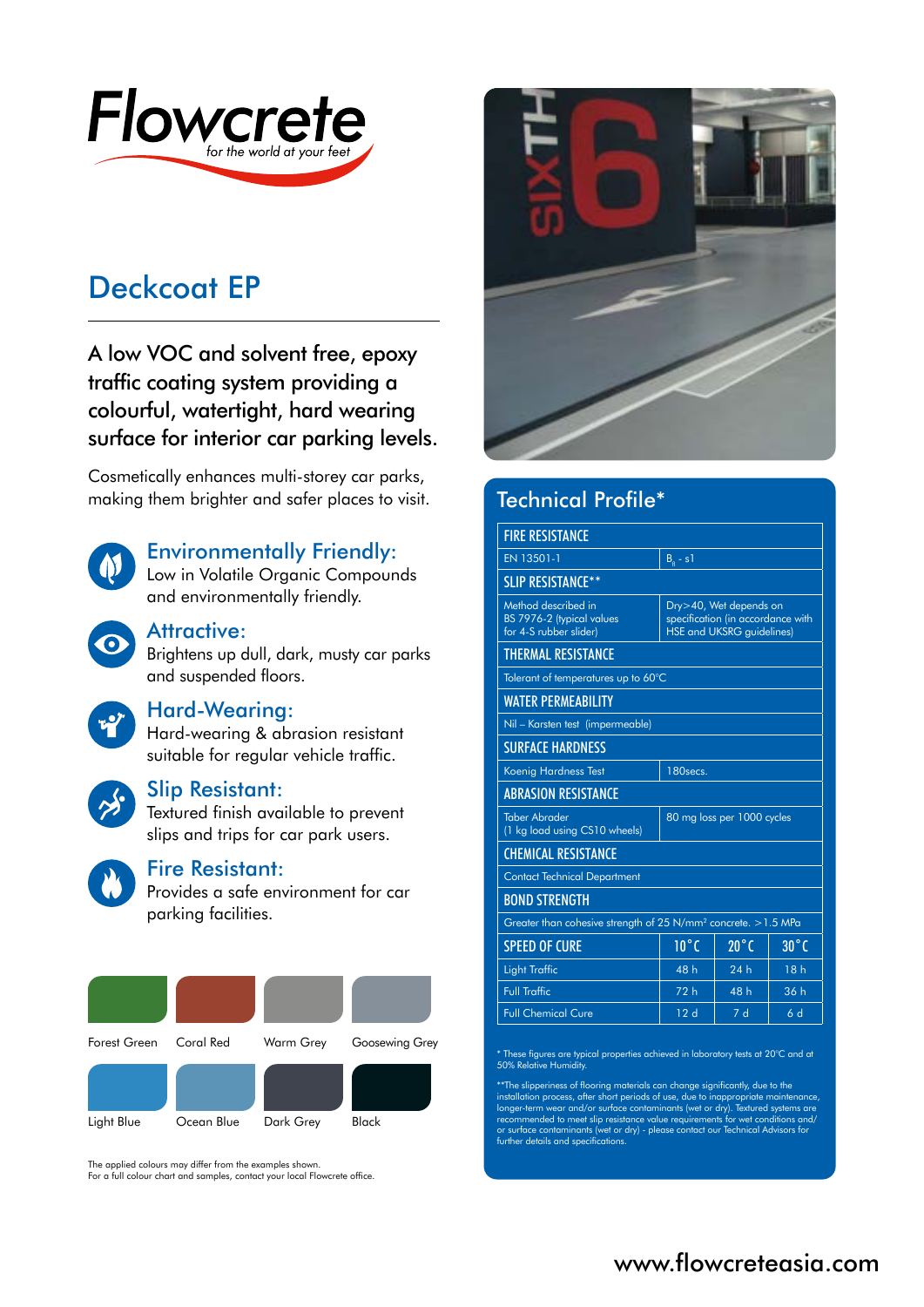# Flowcrete

*for the world at your feet*

## Deckcoat EP

A low VOC and solvent free, epoxy traffic coating system providing a colourful, watertight, hard wearing surface for interior car parking levels.

Cosmetically enhances multi-storey car parks, making them brighter and safer places to visit.

### Environmentally Friendly:

Low in Volatile Organic Compounds and environmentally friendly.

### Attractive:

Brightens up dull, dark, musty car parks and suspended floors.

### Hard-Wearing:

Hard-wearing & abrasion resistant suitable for regular vehicle traffic.

### Slip Resistant:

Textured finish available to prevent slips and trips for car park users.

### Fire Resistant:

Provides a safe environment for car parking facilities.

Forest Green, Coral Red, Warm Grey, Goosewing Grey, Light Blue, Ocean Blue, Dark Grey, Black

The applied colours may differ from the examples shown.
For a full colour chart and samples, contact your local Flowcrete office.

## Technical Profile*

| FIRE RESISTANCE | | | |
|---|---|---|---|
| EN 13501-1 | $B_{fl}$ - s1 | | |
| **SLIP RESISTANCE**** | | | |
| Method described in BS 7976-2 (typical values for 4-S rubber slider) | Dry>40, Wet depends on specification (in accordance with HSE and UKSRG guidelines) | | |
| **THERMAL RESISTANCE** | | | |
| Tolerant of temperatures up to 60°C | | | |
| **WATER PERMEABILITY** | | | |
| Nil – Karsten test (impermeable) | | | |
| **SURFACE HARDNESS** | | | |
| Koenig Hardness Test | 180secs. | | |
| **ABRASION RESISTANCE** | | | |
| Taber Abrader (1 kg load using CS10 wheels) | 80 mg loss per 1000 cycles | | |
| **CHEMICAL RESISTANCE** | | | |
| Contact Technical Department | | | |
| **BOND STRENGTH** | | | |
| Greater than cohesive strength of 25 N/mm² concrete. >1.5 MPa | | | |
| **SPEED OF CURE** | **10°C** | **20°C** | **30°C** |
| Light Traffic | 48 h | 24 h | 18 h |
| Full Traffic | 72 h | 48 h | 36 h |
| Full Chemical Cure | 12 d | 7 d | 6 d |

* These figures are typical properties achieved in laboratory tests at 20°C and at 50% Relative Humidity.

**The slipperiness of flooring materials can change significantly, due to the installation process, after short periods of use, due to inappropriate maintenance, longer-term wear and/or surface contaminants (wet or dry). Textured systems are recommended to meet slip resistance value requirements for wet conditions and/or surface contaminants (wet or dry) - please contact our Technical Advisors for further details and specifications.

www.flowcreteasia.com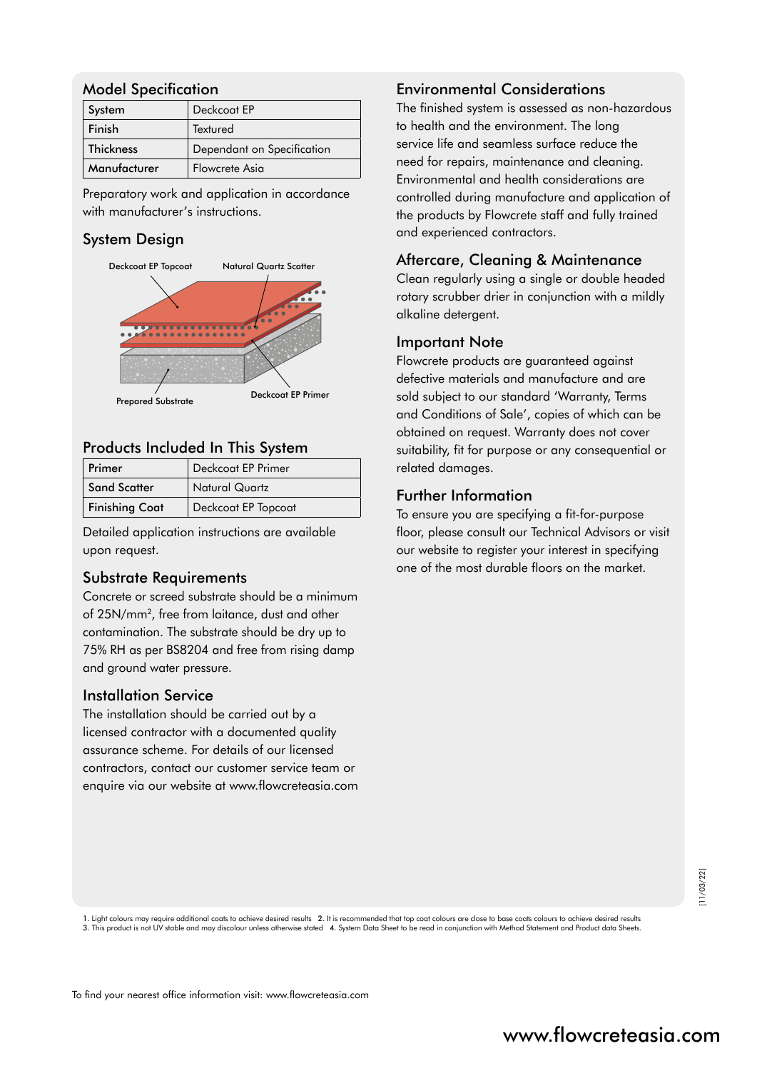## Model Specification

| | |
|---|---|
| System | Deckcoat EP |
| Finish | Textured |
| Thickness | Dependant on Specification |
| Manufacturer | Flowcrete Asia |

Preparatory work and application in accordance with manufacturer's instructions.

## System Design

Deckcoat EP Topcoat

Natural Quartz Scatter

Prepared Substrate

Deckcoat EP Primer

## Products Included In This System

| | |
|---|---|
| Primer | Deckcoat EP Primer |
| Sand Scatter | Natural Quartz |
| Finishing Coat | Deckcoat EP Topcoat |

Detailed application instructions are available upon request.

## Substrate Requirements

Concrete or screed substrate should be a minimum of 25N/mm$^2$, free from laitance, dust and other contamination. The substrate should be dry up to 75% RH as per BS8204 and free from rising damp and ground water pressure.

## Installation Service

The installation should be carried out by a licensed contractor with a documented quality assurance scheme. For details of our licensed contractors, contact our customer service team or enquire via our website at www.flowcreteasia.com

## Environmental Considerations

The finished system is assessed as non-hazardous to health and the environment. The long service life and seamless surface reduce the need for repairs, maintenance and cleaning. Environmental and health considerations are controlled during manufacture and application of the products by Flowcrete staff and fully trained and experienced contractors.

## Aftercare, Cleaning & Maintenance

Clean regularly using a single or double headed rotary scrubber drier in conjunction with a mildly alkaline detergent.

## Important Note

Flowcrete products are guaranteed against defective materials and manufacture and are sold subject to our standard 'Warranty, Terms and Conditions of Sale', copies of which can be obtained on request. Warranty does not cover suitability, fit for purpose or any consequential or related damages.

## Further Information

To ensure you are specifying a fit-for-purpose floor, please consult our Technical Advisors or visit our website to register your interest in specifying one of the most durable floors on the market.

[11/03/22]

1. Light colours may require additional coats to achieve desired results 2. It is recommended that top coat colours are close to base coats colours to achieve desired results
3. This product is not UV stable and may discolour unless otherwise stated 4. System Data Sheet to be read in conjunction with Method Statement and Product data Sheets.

To find your nearest office information visit: www.flowcreteasia.com

www.flowcreteasia.com